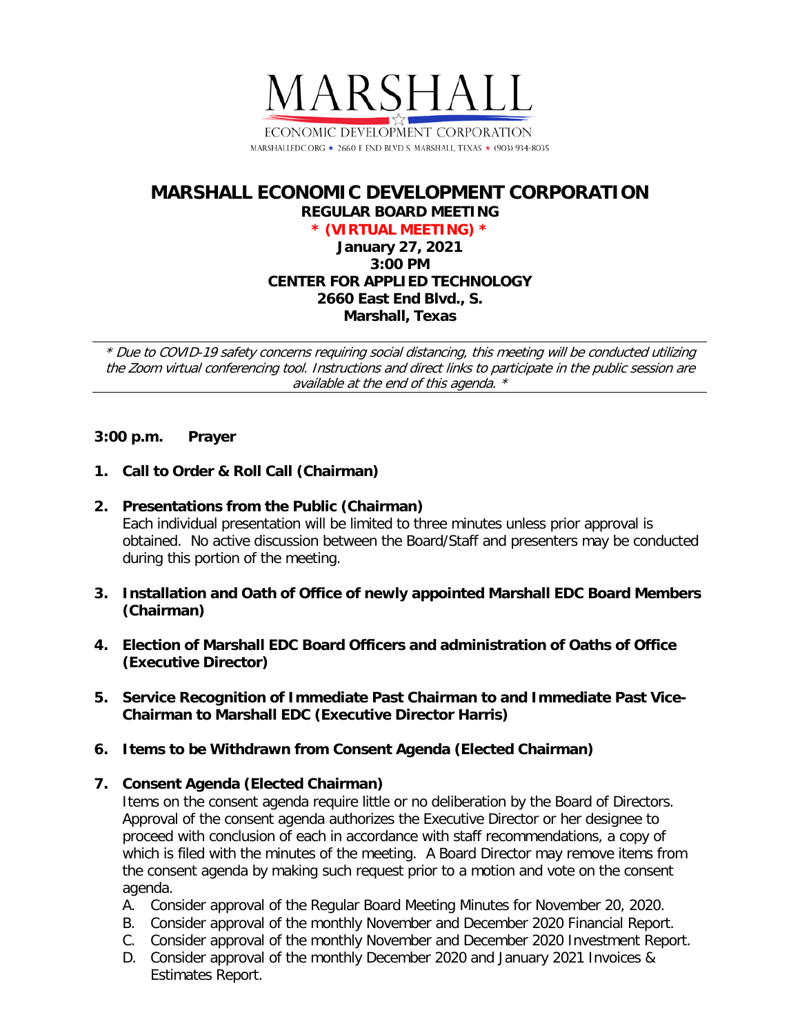MARSHALL

ECONOMIC DEVELOPMENT CORPORATION

MARSHALLEDC.ORG ★ 2660 E END BLVD S. MARSHALL, TEXAS ★ (903) 934-8035

# MARSHALL ECONOMIC DEVELOPMENT CORPORATION

**REGULAR BOARD MEETING**

**\* (VIRTUAL MEETING) \***

**January 27, 2021**
**3:00 PM**
**CENTER FOR APPLIED TECHNOLOGY**
**2660 East End Blvd., S.**
**Marshall, Texas**

---

*\* Due to COVID-19 safety concerns requiring social distancing, this meeting will be conducted utilizing the Zoom virtual conferencing tool. Instructions and direct links to participate in the public session are available at the end of this agenda. \**

---

**3:00 p.m. Prayer**

1. **Call to Order & Roll Call (Chairman)**

2. **Presentations from the Public (Chairman)**
   Each individual presentation will be limited to three minutes unless prior approval is obtained. No active discussion between the Board/Staff and presenters may be conducted during this portion of the meeting.

3. **Installation and Oath of Office of newly appointed Marshall EDC Board Members (Chairman)**

4. **Election of Marshall EDC Board Officers and administration of Oaths of Office (Executive Director)**

5. **Service Recognition of Immediate Past Chairman to and Immediate Past Vice-Chairman to Marshall EDC (Executive Director Harris)**

6. **Items to be Withdrawn from Consent Agenda (Elected Chairman)**

7. **Consent Agenda (Elected Chairman)**
   Items on the consent agenda require little or no deliberation by the Board of Directors. Approval of the consent agenda authorizes the Executive Director or her designee to proceed with conclusion of each in accordance with staff recommendations, a copy of which is filed with the minutes of the meeting. A Board Director may remove items from the consent agenda by making such request prior to a motion and vote on the consent agenda.
   A. Consider approval of the Regular Board Meeting Minutes for November 20, 2020.
   B. Consider approval of the monthly November and December 2020 Financial Report.
   C. Consider approval of the monthly November and December 2020 Investment Report.
   D. Consider approval of the monthly December 2020 and January 2021 Invoices & Estimates Report.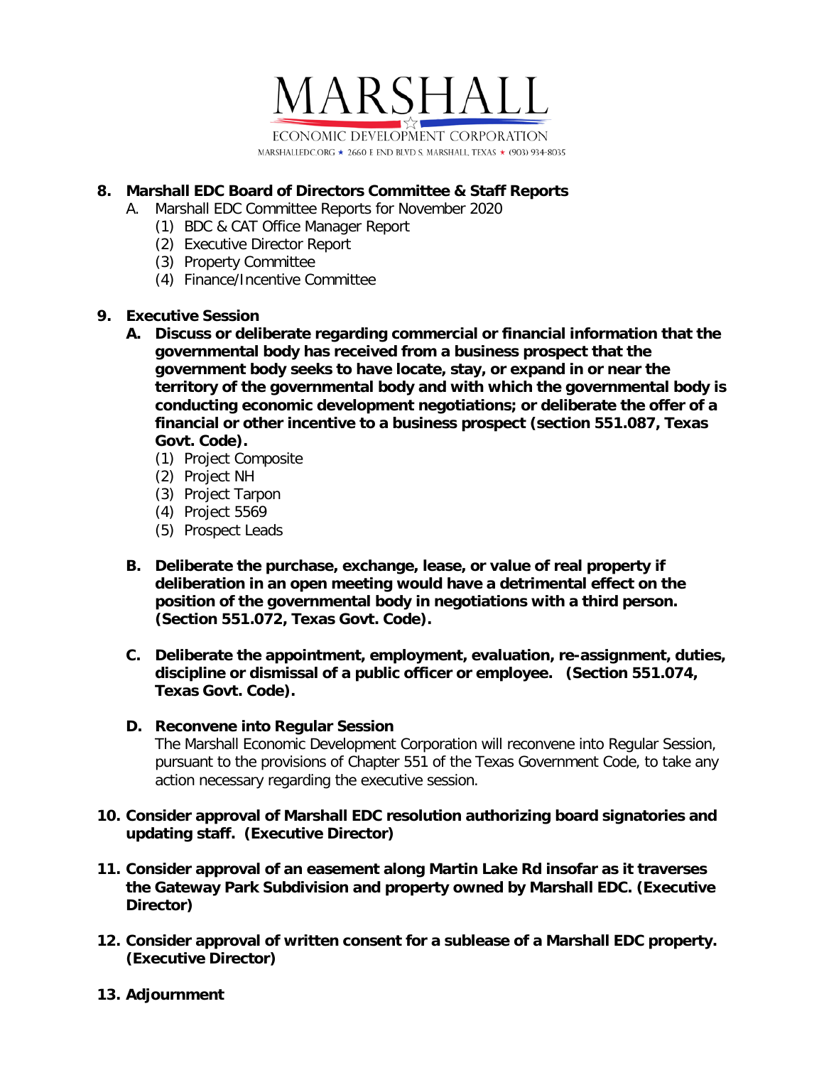MARSHALL

ECONOMIC DEVELOPMENT CORPORATION

MARSHALLEDC.ORG ★ 2660 E END BLVD S. MARSHALL, TEXAS ★ (903) 934-8035

**8. Marshall EDC Board of Directors Committee & Staff Reports**

A. Marshall EDC Committee Reports for November 2020

(1) BDC & CAT Office Manager Report

(2) Executive Director Report

(3) Property Committee

(4) Finance/Incentive Committee

**9. Executive Session**

**A. Discuss or deliberate regarding commercial or financial information that the governmental body has received from a business prospect that the government body seeks to have locate, stay, or expand in or near the territory of the governmental body and with which the governmental body is conducting economic development negotiations; or deliberate the offer of a financial or other incentive to a business prospect (section 551.087, Texas Govt. Code).**

(1) Project Composite

(2) Project NH

(3) Project Tarpon

(4) Project 5569

(5) Prospect Leads

**B. Deliberate the purchase, exchange, lease, or value of real property if deliberation in an open meeting would have a detrimental effect on the position of the governmental body in negotiations with a third person. (Section 551.072, Texas Govt. Code).**

**C. Deliberate the appointment, employment, evaluation, re-assignment, duties, discipline or dismissal of a public officer or employee. (Section 551.074, Texas Govt. Code).**

**D. Reconvene into Regular Session**

The Marshall Economic Development Corporation will reconvene into Regular Session, pursuant to the provisions of Chapter 551 of the Texas Government Code, to take any action necessary regarding the executive session.

**10. Consider approval of Marshall EDC resolution authorizing board signatories and updating staff. (Executive Director)**

**11. Consider approval of an easement along Martin Lake Rd insofar as it traverses the Gateway Park Subdivision and property owned by Marshall EDC. (Executive Director)**

**12. Consider approval of written consent for a sublease of a Marshall EDC property. (Executive Director)**

**13. Adjournment**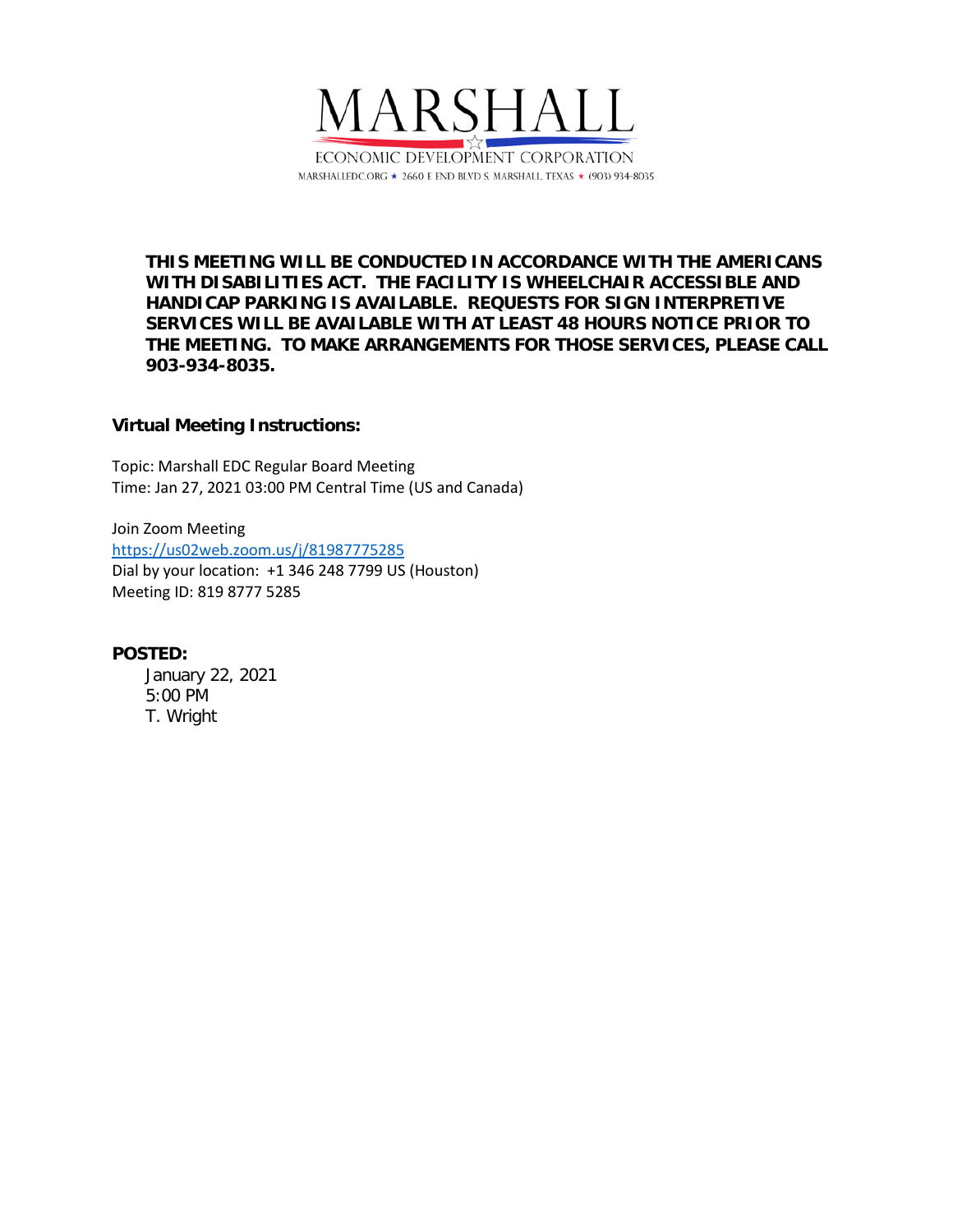MARSHALL

ECONOMIC DEVELOPMENT CORPORATION

MARSHALLEDC.ORG ★ 2660 E END BLVD S. MARSHALL, TEXAS ★ (903) 934-8035

**THIS MEETING WILL BE CONDUCTED IN ACCORDANCE WITH THE AMERICANS WITH DISABILITIES ACT. THE FACILITY IS WHEELCHAIR ACCESSIBLE AND HANDICAP PARKING IS AVAILABLE. REQUESTS FOR SIGN INTERPRETIVE SERVICES WILL BE AVAILABLE WITH AT LEAST 48 HOURS NOTICE PRIOR TO THE MEETING. TO MAKE ARRANGEMENTS FOR THOSE SERVICES, PLEASE CALL 903-934-8035.**

**Virtual Meeting Instructions:**

Topic: Marshall EDC Regular Board Meeting
Time: Jan 27, 2021 03:00 PM Central Time (US and Canada)

Join Zoom Meeting
https://us02web.zoom.us/j/81987775285
Dial by your location: +1 346 248 7799 US (Houston)
Meeting ID: 819 8777 5285

**POSTED:**

January 22, 2021
5:00 PM
T. Wright